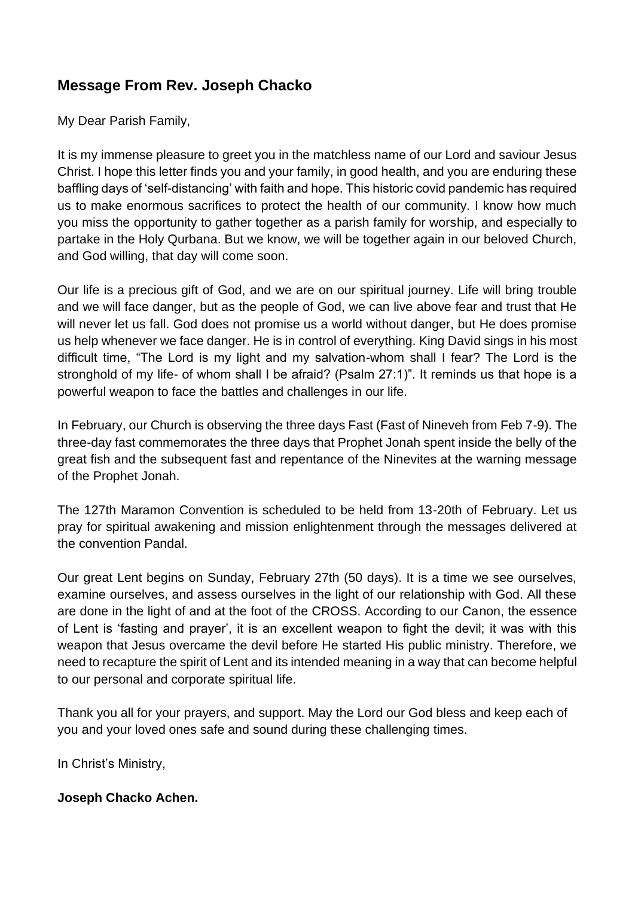## Message From Rev. Joseph Chacko

My Dear Parish Family,

It is my immense pleasure to greet you in the matchless name of our Lord and saviour Jesus Christ. I hope this letter finds you and your family, in good health, and you are enduring these baffling days of 'self-distancing' with faith and hope. This historic covid pandemic has required us to make enormous sacrifices to protect the health of our community. I know how much you miss the opportunity to gather together as a parish family for worship, and especially to partake in the Holy Qurbana. But we know, we will be together again in our beloved Church, and God willing, that day will come soon.

Our life is a precious gift of God, and we are on our spiritual journey. Life will bring trouble and we will face danger, but as the people of God, we can live above fear and trust that He will never let us fall. God does not promise us a world without danger, but He does promise us help whenever we face danger. He is in control of everything. King David sings in his most difficult time, "The Lord is my light and my salvation-whom shall I fear? The Lord is the stronghold of my life- of whom shall I be afraid? (Psalm 27:1)". It reminds us that hope is a powerful weapon to face the battles and challenges in our life.

In February, our Church is observing the three days Fast (Fast of Nineveh from Feb 7-9). The three-day fast commemorates the three days that Prophet Jonah spent inside the belly of the great fish and the subsequent fast and repentance of the Ninevites at the warning message of the Prophet Jonah.

The 127th Maramon Convention is scheduled to be held from 13-20th of February. Let us pray for spiritual awakening and mission enlightenment through the messages delivered at the convention Pandal.

Our great Lent begins on Sunday, February 27th (50 days). It is a time we see ourselves, examine ourselves, and assess ourselves in the light of our relationship with God. All these are done in the light of and at the foot of the CROSS. According to our Canon, the essence of Lent is 'fasting and prayer', it is an excellent weapon to fight the devil; it was with this weapon that Jesus overcame the devil before He started His public ministry. Therefore, we need to recapture the spirit of Lent and its intended meaning in a way that can become helpful to our personal and corporate spiritual life.

Thank you all for your prayers, and support. May the Lord our God bless and keep each of you and your loved ones safe and sound during these challenging times.

In Christ's Ministry,

**Joseph Chacko Achen.**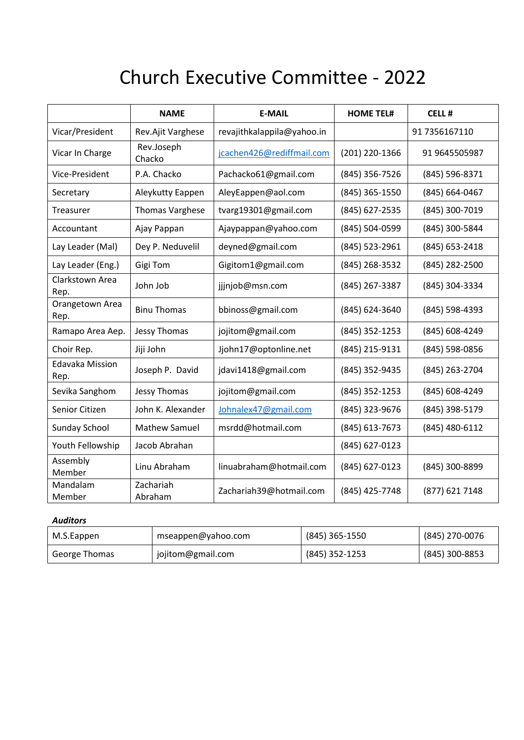# Church Executive Committee - 2022

| | NAME | E-MAIL | HOME TEL# | CELL # |
|---|---|---|---|---|
| Vicar/President | Rev.Ajit Varghese | revajithkalappila@yahoo.in | | 91 7356167110 |
| Vicar In Charge | Rev.Joseph Chacko | jcachen426@rediffmail.com | (201) 220-1366 | 91 9645505987 |
| Vice-President | P.A. Chacko | Pachacko61@gmail.com | (845) 356-7526 | (845) 596-8371 |
| Secretary | Aleykutty Eappen | AleyEappen@aol.com | (845) 365-1550 | (845) 664-0467 |
| Treasurer | Thomas Varghese | tvarg19301@gmail.com | (845) 627-2535 | (845) 300-7019 |
| Accountant | Ajay Pappan | Ajaypappan@yahoo.com | (845) 504-0599 | (845) 300-5844 |
| Lay Leader (Mal) | Dey P. Neduvelil | deyned@gmail.com | (845) 523-2961 | (845) 653-2418 |
| Lay Leader (Eng.) | Gigi Tom | Gigitom1@gmail.com | (845) 268-3532 | (845) 282-2500 |
| Clarkstown Area Rep. | John Job | jjjnjob@msn.com | (845) 267-3387 | (845) 304-3334 |
| Orangetown Area Rep. | Binu Thomas | bbinoss@gmail.com | (845) 624-3640 | (845) 598-4393 |
| Ramapo Area Aep. | Jessy Thomas | jojitom@gmail.com | (845) 352-1253 | (845) 608-4249 |
| Choir Rep. | Jiji John | Jjohn17@optonline.net | (845) 215-9131 | (845) 598-0856 |
| Edavaka Mission Rep. | Joseph P. David | jdavi1418@gmail.com | (845) 352-9435 | (845) 263-2704 |
| Sevika Sanghom | Jessy Thomas | jojitom@gmail.com | (845) 352-1253 | (845) 608-4249 |
| Senior Citizen | John K. Alexander | Johnalex47@gmail.com | (845) 323-9676 | (845) 398-5179 |
| Sunday School | Mathew Samuel | msrdd@hotmail.com | (845) 613-7673 | (845) 480-6112 |
| Youth Fellowship | Jacob Abrahan | | (845) 627-0123 | |
| Assembly Member | Linu Abraham | linuabraham@hotmail.com | (845) 627-0123 | (845) 300-8899 |
| Mandalam Member | Zachariah Abraham | Zachariah39@hotmail.com | (845) 425-7748 | (877) 621 7148 |

***Auditors***

| | | | |
|---|---|---|---|
| M.S.Eappen | mseappen@yahoo.com | (845) 365-1550 | (845) 270-0076 |
| George Thomas | jojitom@gmail.com | (845) 352-1253 | (845) 300-8853 |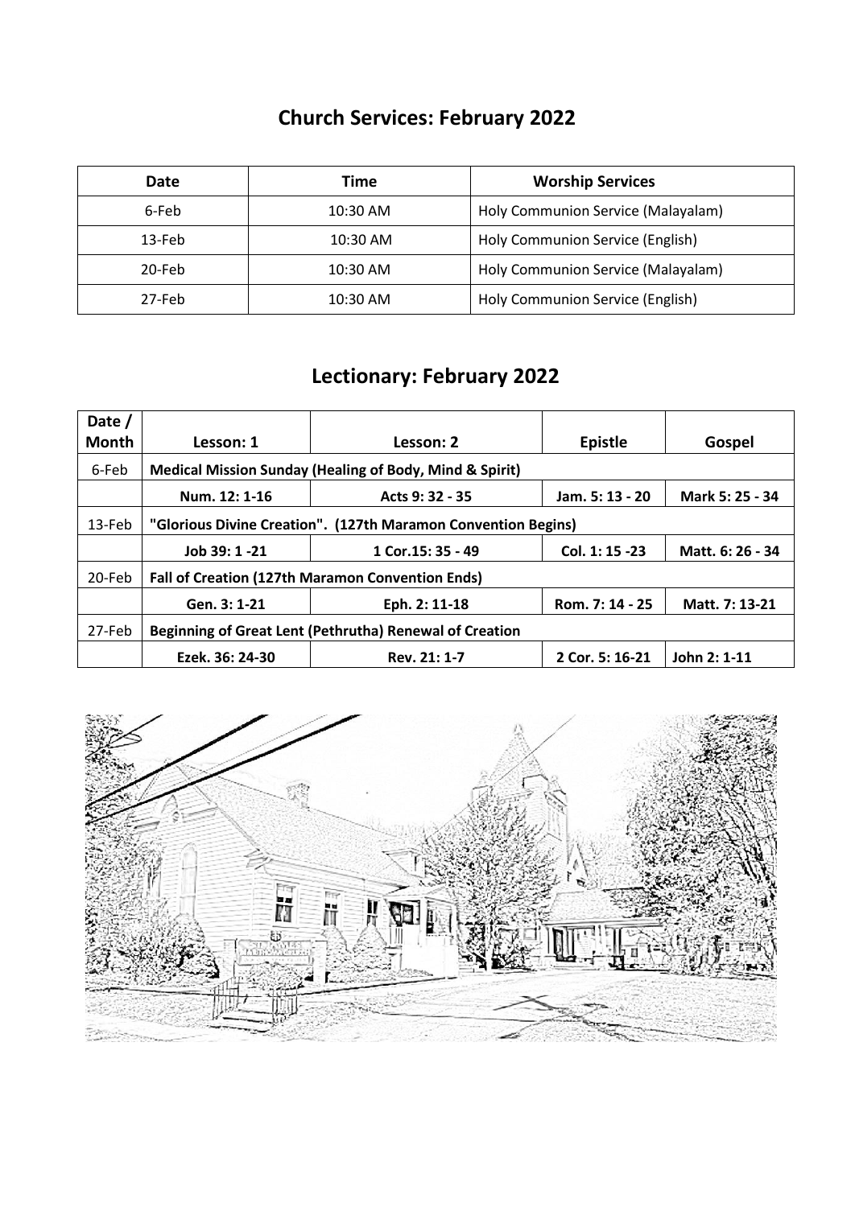## Church Services: February 2022

| Date | Time | Worship Services |
|---|---|---|
| 6-Feb | 10:30 AM | Holy Communion Service (Malayalam) |
| 13-Feb | 10:30 AM | Holy Communion Service (English) |
| 20-Feb | 10:30 AM | Holy Communion Service (Malayalam) |
| 27-Feb | 10:30 AM | Holy Communion Service (English) |

## Lectionary: February 2022

| Date / Month | Lesson: 1 | Lesson: 2 | Epistle | Gospel |
|---|---|---|---|---|
| 6-Feb | **Medical Mission Sunday (Healing of Body, Mind & Spirit)** | | | |
| | **Num. 12: 1-16** | **Acts 9: 32 - 35** | **Jam. 5: 13 - 20** | **Mark 5: 25 - 34** |
| 13-Feb | **"Glorious Divine Creation". (127th Maramon Convention Begins)** | | | |
| | **Job 39: 1 -21** | **1 Cor.15: 35 - 49** | **Col. 1: 15 -23** | **Matt. 6: 26 - 34** |
| 20-Feb | **Fall of Creation (127th Maramon Convention Ends)** | | | |
| | **Gen. 3: 1-21** | **Eph. 2: 11-18** | **Rom. 7: 14 - 25** | **Matt. 7: 13-21** |
| 27-Feb | **Beginning of Great Lent (Pethrutha) Renewal of Creation** | | | |
| | **Ezek. 36: 24-30** | **Rev. 21: 1-7** | **2 Cor. 5: 16-21** | **John 2: 1-11** |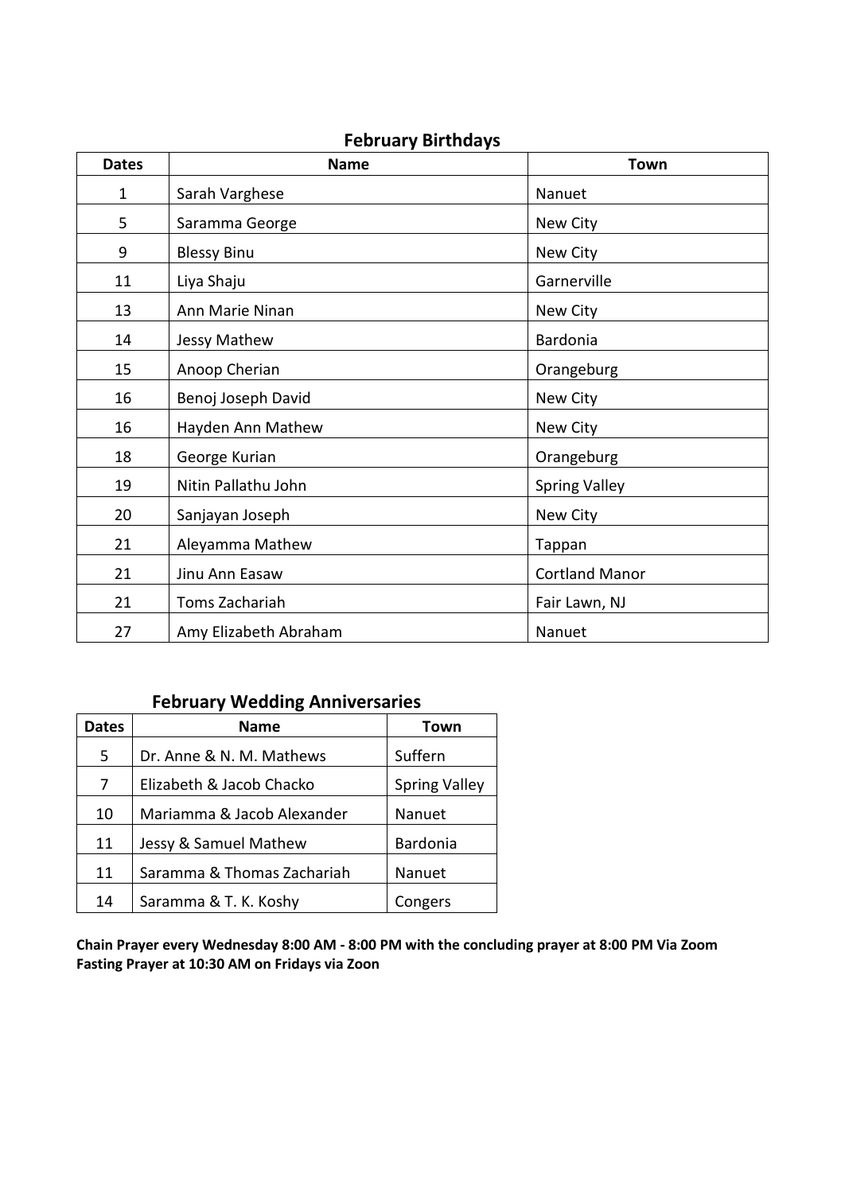## February Birthdays

| Dates | Name | Town |
|---|---|---|
| 1 | Sarah Varghese | Nanuet |
| 5 | Saramma George | New City |
| 9 | Blessy Binu | New City |
| 11 | Liya Shaju | Garnerville |
| 13 | Ann Marie Ninan | New City |
| 14 | Jessy Mathew | Bardonia |
| 15 | Anoop Cherian | Orangeburg |
| 16 | Benoj Joseph David | New City |
| 16 | Hayden Ann Mathew | New City |
| 18 | George Kurian | Orangeburg |
| 19 | Nitin Pallathu John | Spring Valley |
| 20 | Sanjayan Joseph | New City |
| 21 | Aleyamma Mathew | Tappan |
| 21 | Jinu Ann Easaw | Cortland Manor |
| 21 | Toms Zachariah | Fair Lawn, NJ |
| 27 | Amy Elizabeth Abraham | Nanuet |

## February Wedding Anniversaries

| Dates | Name | Town |
|---|---|---|
| 5 | Dr. Anne & N. M. Mathews | Suffern |
| 7 | Elizabeth & Jacob Chacko | Spring Valley |
| 10 | Mariamma & Jacob Alexander | Nanuet |
| 11 | Jessy & Samuel Mathew | Bardonia |
| 11 | Saramma & Thomas Zachariah | Nanuet |
| 14 | Saramma & T. K. Koshy | Congers |

**Chain Prayer every Wednesday 8:00 AM - 8:00 PM with the concluding prayer at 8:00 PM Via Zoom**
**Fasting Prayer at 10:30 AM on Fridays via Zoon**